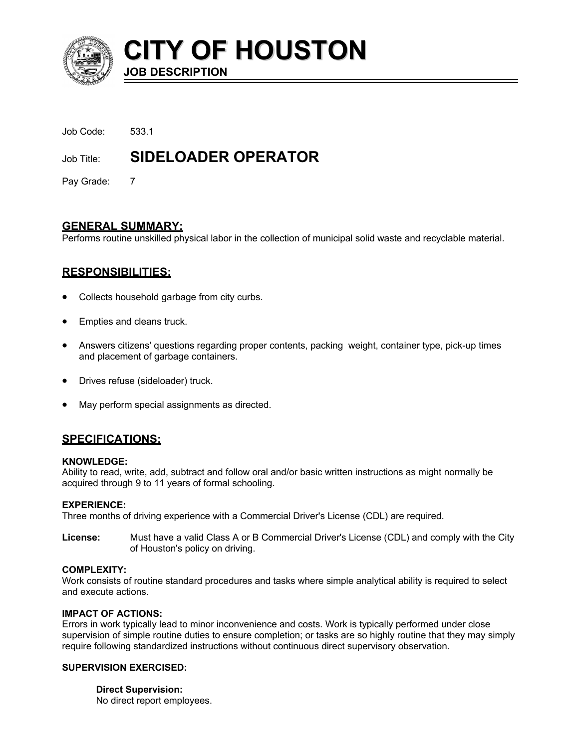# CITY OF HOUSTON

**JOB DESCRIPTION**

Job Code: 533.1

Job Title: **SIDELOADER OPERATOR**

Pay Grade: 7

## GENERAL SUMMARY:

Performs routine unskilled physical labor in the collection of municipal solid waste and recyclable material.

## RESPONSIBILITIES:

- Collects household garbage from city curbs.
- Empties and cleans truck.
- Answers citizens' questions regarding proper contents, packing weight, container type, pick-up times and placement of garbage containers.
- Drives refuse (sideloader) truck.
- May perform special assignments as directed.

## SPECIFICATIONS:

**KNOWLEDGE:**

Ability to read, write, add, subtract and follow oral and/or basic written instructions as might normally be acquired through 9 to 11 years of formal schooling.

**EXPERIENCE:**

Three months of driving experience with a Commercial Driver's License (CDL) are required.

**License:** Must have a valid Class A or B Commercial Driver's License (CDL) and comply with the City of Houston's policy on driving.

**COMPLEXITY:**

Work consists of routine standard procedures and tasks where simple analytical ability is required to select and execute actions.

**IMPACT OF ACTIONS:**

Errors in work typically lead to minor inconvenience and costs. Work is typically performed under close supervision of simple routine duties to ensure completion; or tasks are so highly routine that they may simply require following standardized instructions without continuous direct supervisory observation.

**SUPERVISION EXERCISED:**

**Direct Supervision:**
No direct report employees.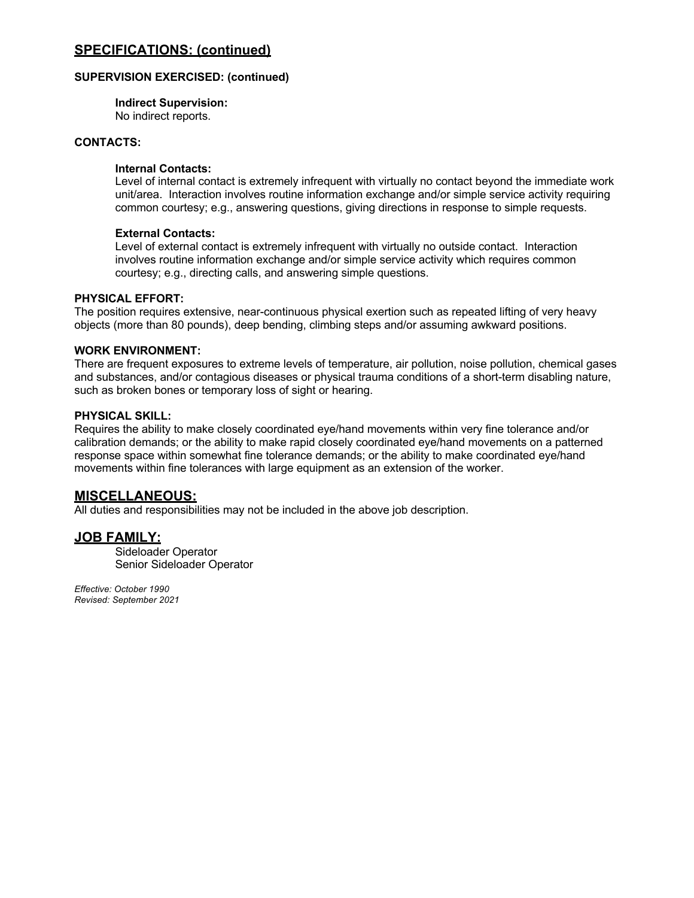## SPECIFICATIONS: (continued)

### SUPERVISION EXERCISED: (continued)

**Indirect Supervision:**
No indirect reports.

### CONTACTS:

**Internal Contacts:**
Level of internal contact is extremely infrequent with virtually no contact beyond the immediate work unit/area. Interaction involves routine information exchange and/or simple service activity requiring common courtesy; e.g., answering questions, giving directions in response to simple requests.

**External Contacts:**
Level of external contact is extremely infrequent with virtually no outside contact. Interaction involves routine information exchange and/or simple service activity which requires common courtesy; e.g., directing calls, and answering simple questions.

### PHYSICAL EFFORT:

The position requires extensive, near-continuous physical exertion such as repeated lifting of very heavy objects (more than 80 pounds), deep bending, climbing steps and/or assuming awkward positions.

### WORK ENVIRONMENT:

There are frequent exposures to extreme levels of temperature, air pollution, noise pollution, chemical gases and substances, and/or contagious diseases or physical trauma conditions of a short-term disabling nature, such as broken bones or temporary loss of sight or hearing.

### PHYSICAL SKILL:

Requires the ability to make closely coordinated eye/hand movements within very fine tolerance and/or calibration demands; or the ability to make rapid closely coordinated eye/hand movements on a patterned response space within somewhat fine tolerance demands; or the ability to make coordinated eye/hand movements within fine tolerances with large equipment as an extension of the worker.

## MISCELLANEOUS:

All duties and responsibilities may not be included in the above job description.

## JOB FAMILY:

Sideloader Operator
Senior Sideloader Operator

*Effective: October 1990*
*Revised: September 2021*